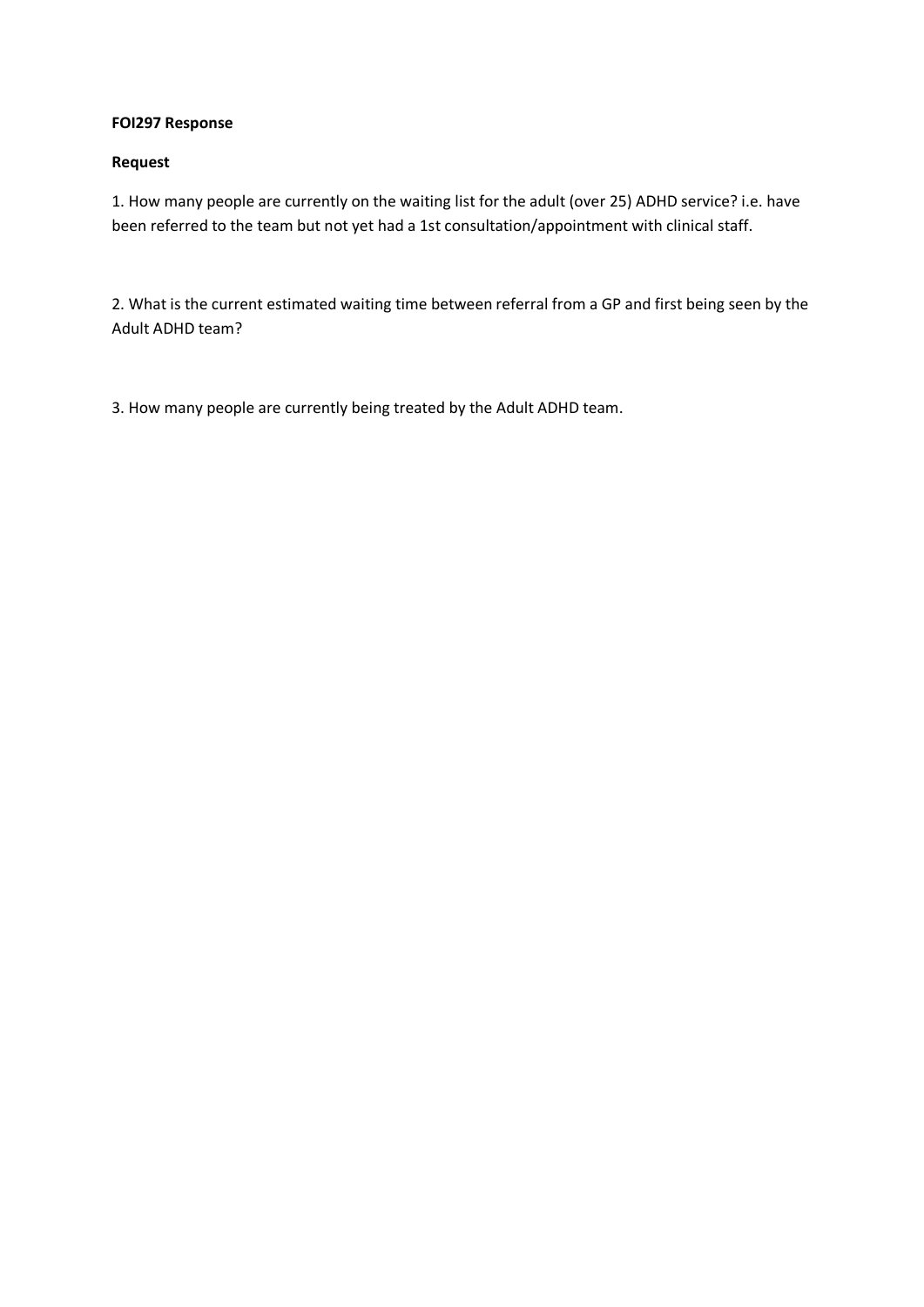**FOI297 Response**

**Request**

1. How many people are currently on the waiting list for the adult (over 25) ADHD service? i.e. have been referred to the team but not yet had a 1st consultation/appointment with clinical staff.

2. What is the current estimated waiting time between referral from a GP and first being seen by the Adult ADHD team?

3. How many people are currently being treated by the Adult ADHD team.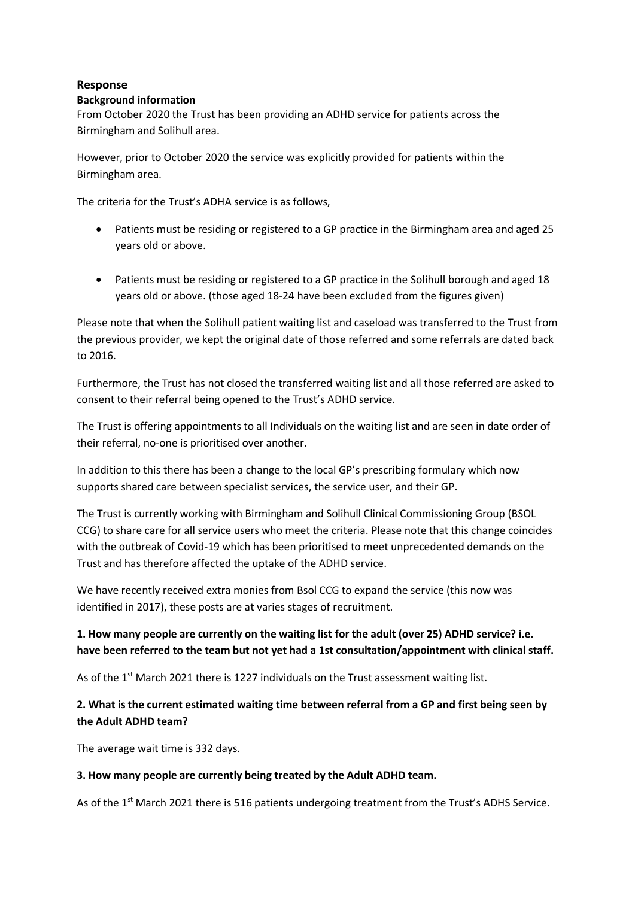**Response**

**Background information**

From October 2020 the Trust has been providing an ADHD service for patients across the Birmingham and Solihull area.

However, prior to October 2020 the service was explicitly provided for patients within the Birmingham area.

The criteria for the Trust's ADHA service is as follows,

- Patients must be residing or registered to a GP practice in the Birmingham area and aged 25 years old or above.
- Patients must be residing or registered to a GP practice in the Solihull borough and aged 18 years old or above. (those aged 18-24 have been excluded from the figures given)

Please note that when the Solihull patient waiting list and caseload was transferred to the Trust from the previous provider, we kept the original date of those referred and some referrals are dated back to 2016.

Furthermore, the Trust has not closed the transferred waiting list and all those referred are asked to consent to their referral being opened to the Trust's ADHD service.

The Trust is offering appointments to all Individuals on the waiting list and are seen in date order of their referral, no-one is prioritised over another.

In addition to this there has been a change to the local GP's prescribing formulary which now supports shared care between specialist services, the service user, and their GP.

The Trust is currently working with Birmingham and Solihull Clinical Commissioning Group (BSOL CCG) to share care for all service users who meet the criteria. Please note that this change coincides with the outbreak of Covid-19 which has been prioritised to meet unprecedented demands on the Trust and has therefore affected the uptake of the ADHD service.

We have recently received extra monies from Bsol CCG to expand the service (this now was identified in 2017), these posts are at varies stages of recruitment.

**1. How many people are currently on the waiting list for the adult (over 25) ADHD service? i.e. have been referred to the team but not yet had a 1st consultation/appointment with clinical staff.**

As of the 1st March 2021 there is 1227 individuals on the Trust assessment waiting list.

**2. What is the current estimated waiting time between referral from a GP and first being seen by the Adult ADHD team?**

The average wait time is 332 days.

**3. How many people are currently being treated by the Adult ADHD team.**

As of the 1st March 2021 there is 516 patients undergoing treatment from the Trust's ADHS Service.